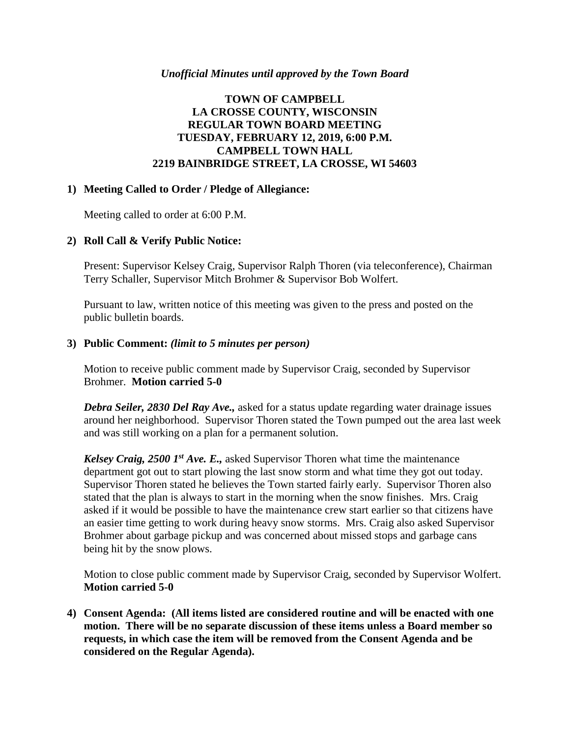*Unofficial Minutes until approved by the Town Board*

**TOWN OF CAMPBELL**
**LA CROSSE COUNTY, WISCONSIN**
**REGULAR TOWN BOARD MEETING**
**TUESDAY, FEBRUARY 12, 2019, 6:00 P.M.**
**CAMPBELL TOWN HALL**
**2219 BAINBRIDGE STREET, LA CROSSE, WI 54603**

**1) Meeting Called to Order / Pledge of Allegiance:**

Meeting called to order at 6:00 P.M.

**2) Roll Call & Verify Public Notice:**

Present: Supervisor Kelsey Craig, Supervisor Ralph Thoren (via teleconference), Chairman Terry Schaller, Supervisor Mitch Brohmer & Supervisor Bob Wolfert.

Pursuant to law, written notice of this meeting was given to the press and posted on the public bulletin boards.

**3) Public Comment:** ***(limit to 5 minutes per person)***

Motion to receive public comment made by Supervisor Craig, seconded by Supervisor Brohmer. **Motion carried 5-0**

***Debra Seiler, 2830 Del Ray Ave.,*** asked for a status update regarding water drainage issues around her neighborhood. Supervisor Thoren stated the Town pumped out the area last week and was still working on a plan for a permanent solution.

***Kelsey Craig, 2500 1st Ave. E.,*** asked Supervisor Thoren what time the maintenance department got out to start plowing the last snow storm and what time they got out today. Supervisor Thoren stated he believes the Town started fairly early. Supervisor Thoren also stated that the plan is always to start in the morning when the snow finishes. Mrs. Craig asked if it would be possible to have the maintenance crew start earlier so that citizens have an easier time getting to work during heavy snow storms. Mrs. Craig also asked Supervisor Brohmer about garbage pickup and was concerned about missed stops and garbage cans being hit by the snow plows.

Motion to close public comment made by Supervisor Craig, seconded by Supervisor Wolfert. **Motion carried 5-0**

**4) Consent Agenda: (All items listed are considered routine and will be enacted with one motion. There will be no separate discussion of these items unless a Board member so requests, in which case the item will be removed from the Consent Agenda and be considered on the Regular Agenda).**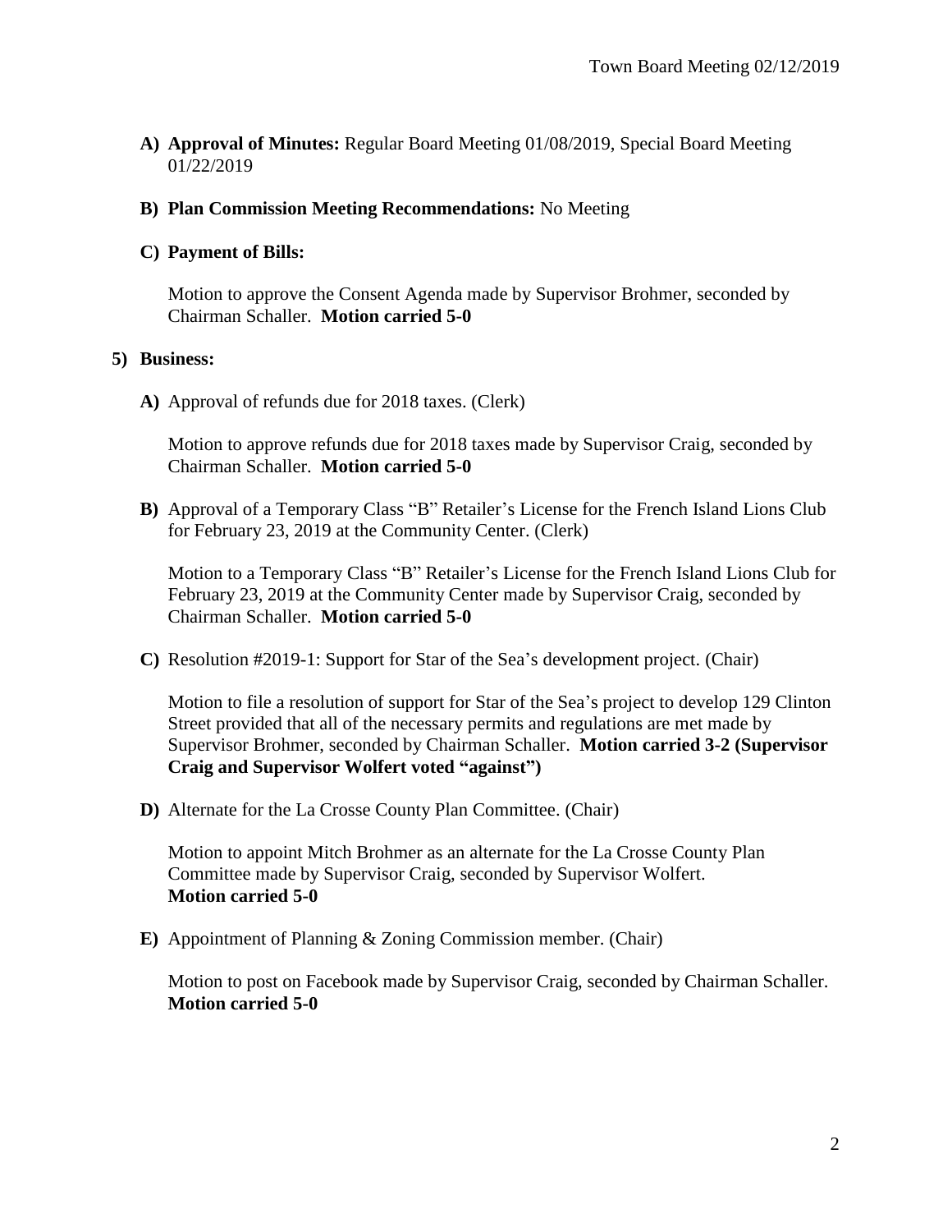**A) Approval of Minutes:** Regular Board Meeting 01/08/2019, Special Board Meeting 01/22/2019

**B) Plan Commission Meeting Recommendations:** No Meeting

**C) Payment of Bills:**

Motion to approve the Consent Agenda made by Supervisor Brohmer, seconded by Chairman Schaller. **Motion carried 5-0**

**5) Business:**

**A)** Approval of refunds due for 2018 taxes. (Clerk)

Motion to approve refunds due for 2018 taxes made by Supervisor Craig, seconded by Chairman Schaller. **Motion carried 5-0**

**B)** Approval of a Temporary Class "B" Retailer's License for the French Island Lions Club for February 23, 2019 at the Community Center. (Clerk)

Motion to a Temporary Class "B" Retailer's License for the French Island Lions Club for February 23, 2019 at the Community Center made by Supervisor Craig, seconded by Chairman Schaller. **Motion carried 5-0**

**C)** Resolution #2019-1: Support for Star of the Sea's development project. (Chair)

Motion to file a resolution of support for Star of the Sea's project to develop 129 Clinton Street provided that all of the necessary permits and regulations are met made by Supervisor Brohmer, seconded by Chairman Schaller. **Motion carried 3-2 (Supervisor Craig and Supervisor Wolfert voted "against")**

**D)** Alternate for the La Crosse County Plan Committee. (Chair)

Motion to appoint Mitch Brohmer as an alternate for the La Crosse County Plan Committee made by Supervisor Craig, seconded by Supervisor Wolfert. **Motion carried 5-0**

**E)** Appointment of Planning & Zoning Commission member. (Chair)

Motion to post on Facebook made by Supervisor Craig, seconded by Chairman Schaller. **Motion carried 5-0**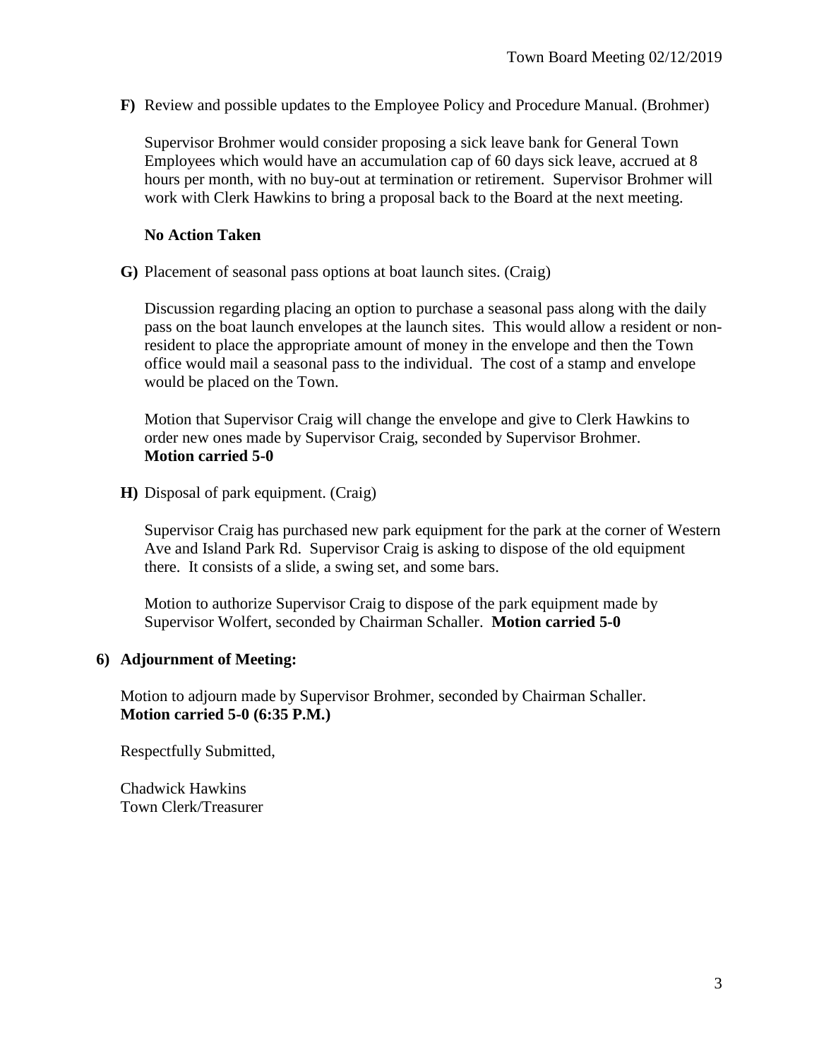**F)** Review and possible updates to the Employee Policy and Procedure Manual. (Brohmer)

Supervisor Brohmer would consider proposing a sick leave bank for General Town Employees which would have an accumulation cap of 60 days sick leave, accrued at 8 hours per month, with no buy-out at termination or retirement. Supervisor Brohmer will work with Clerk Hawkins to bring a proposal back to the Board at the next meeting.

**No Action Taken**

**G)** Placement of seasonal pass options at boat launch sites. (Craig)

Discussion regarding placing an option to purchase a seasonal pass along with the daily pass on the boat launch envelopes at the launch sites. This would allow a resident or non-resident to place the appropriate amount of money in the envelope and then the Town office would mail a seasonal pass to the individual. The cost of a stamp and envelope would be placed on the Town.

Motion that Supervisor Craig will change the envelope and give to Clerk Hawkins to order new ones made by Supervisor Craig, seconded by Supervisor Brohmer.
**Motion carried 5-0**

**H)** Disposal of park equipment. (Craig)

Supervisor Craig has purchased new park equipment for the park at the corner of Western Ave and Island Park Rd. Supervisor Craig is asking to dispose of the old equipment there. It consists of a slide, a swing set, and some bars.

Motion to authorize Supervisor Craig to dispose of the park equipment made by Supervisor Wolfert, seconded by Chairman Schaller. **Motion carried 5-0**

**6) Adjournment of Meeting:**

Motion to adjourn made by Supervisor Brohmer, seconded by Chairman Schaller.
**Motion carried 5-0 (6:35 P.M.)**

Respectfully Submitted,

Chadwick Hawkins
Town Clerk/Treasurer